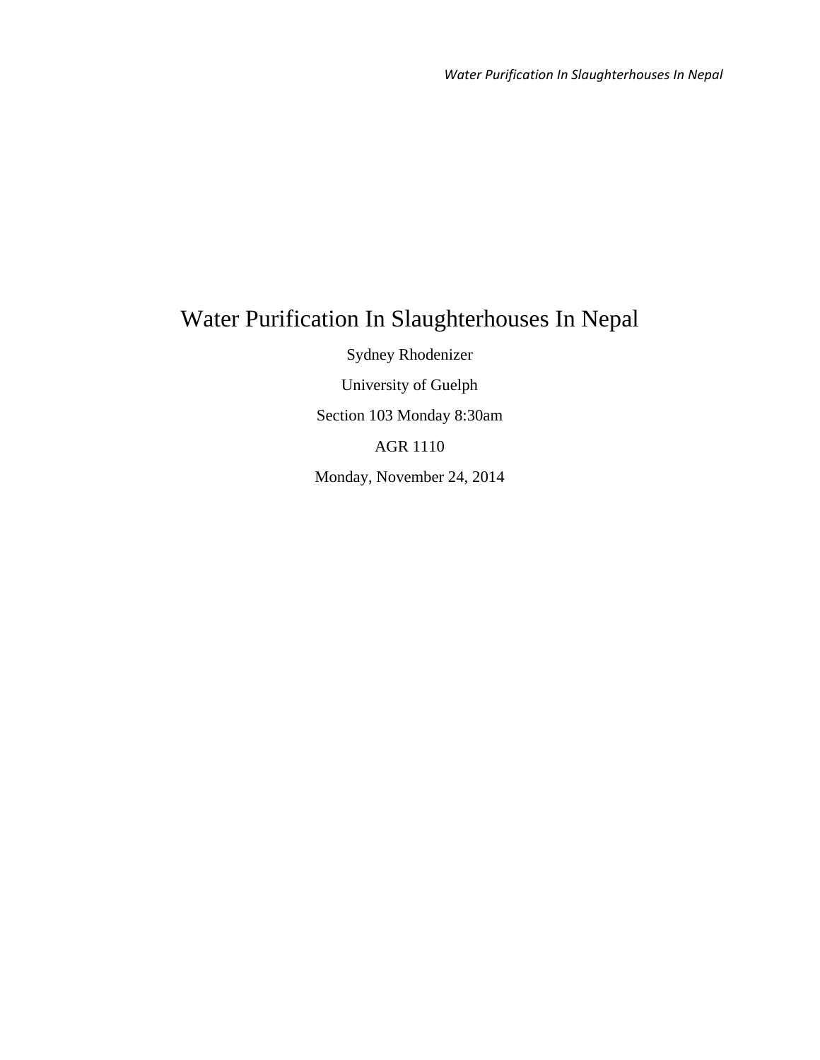# Water Purification In Slaughterhouses In Nepal

Sydney Rhodenizer

University of Guelph

Section 103 Monday 8:30am

AGR 1110

Monday, November 24, 2014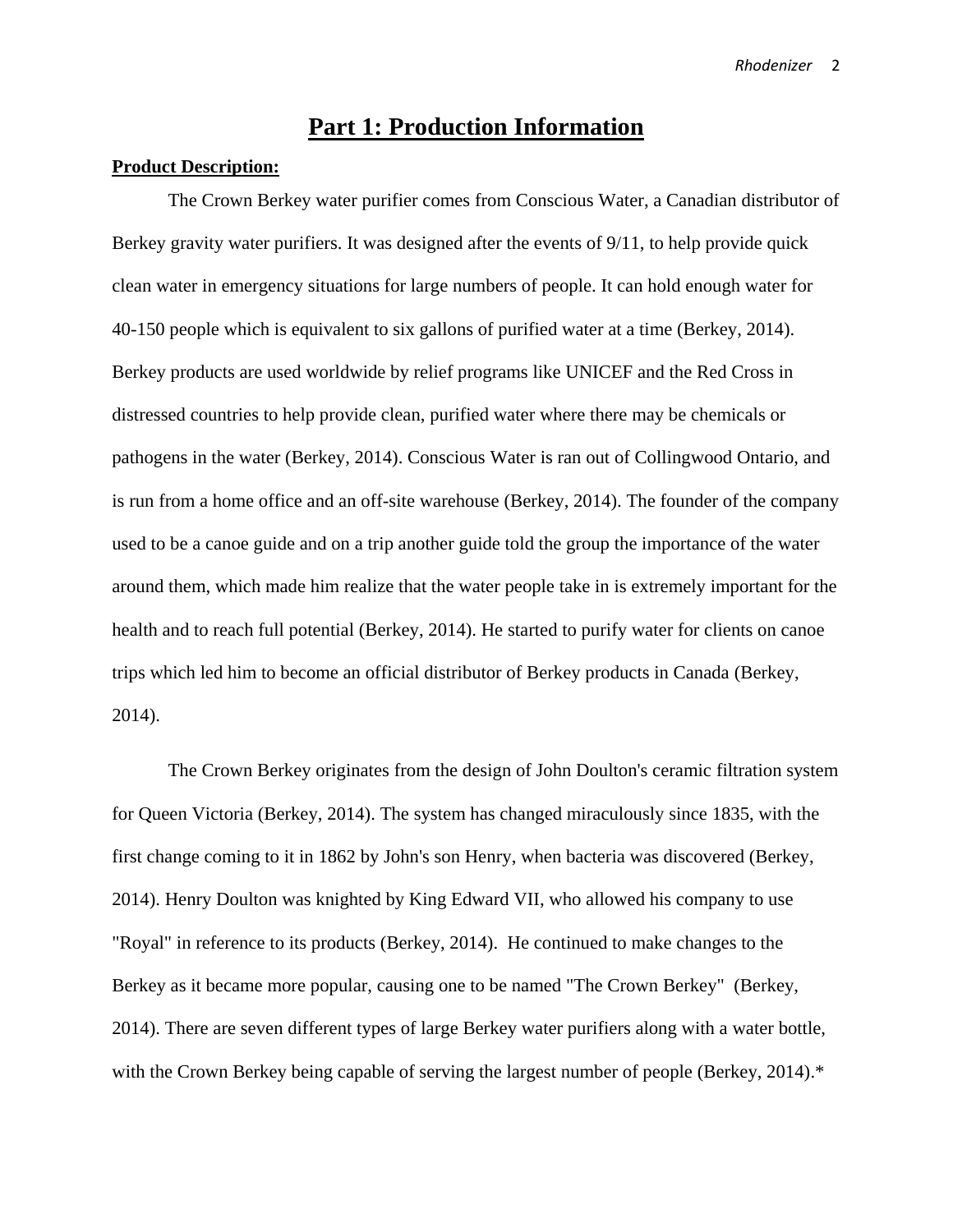# Part 1: Production Information

**Product Description:**

The Crown Berkey water purifier comes from Conscious Water, a Canadian distributor of Berkey gravity water purifiers. It was designed after the events of 9/11, to help provide quick clean water in emergency situations for large numbers of people. It can hold enough water for 40-150 people which is equivalent to six gallons of purified water at a time (Berkey, 2014). Berkey products are used worldwide by relief programs like UNICEF and the Red Cross in distressed countries to help provide clean, purified water where there may be chemicals or pathogens in the water (Berkey, 2014). Conscious Water is ran out of Collingwood Ontario, and is run from a home office and an off-site warehouse (Berkey, 2014). The founder of the company used to be a canoe guide and on a trip another guide told the group the importance of the water around them, which made him realize that the water people take in is extremely important for the health and to reach full potential (Berkey, 2014). He started to purify water for clients on canoe trips which led him to become an official distributor of Berkey products in Canada (Berkey, 2014).

The Crown Berkey originates from the design of John Doulton's ceramic filtration system for Queen Victoria (Berkey, 2014). The system has changed miraculously since 1835, with the first change coming to it in 1862 by John's son Henry, when bacteria was discovered (Berkey, 2014). Henry Doulton was knighted by King Edward VII, who allowed his company to use "Royal" in reference to its products (Berkey, 2014). He continued to make changes to the Berkey as it became more popular, causing one to be named "The Crown Berkey" (Berkey, 2014). There are seven different types of large Berkey water purifiers along with a water bottle, with the Crown Berkey being capable of serving the largest number of people (Berkey, 2014).*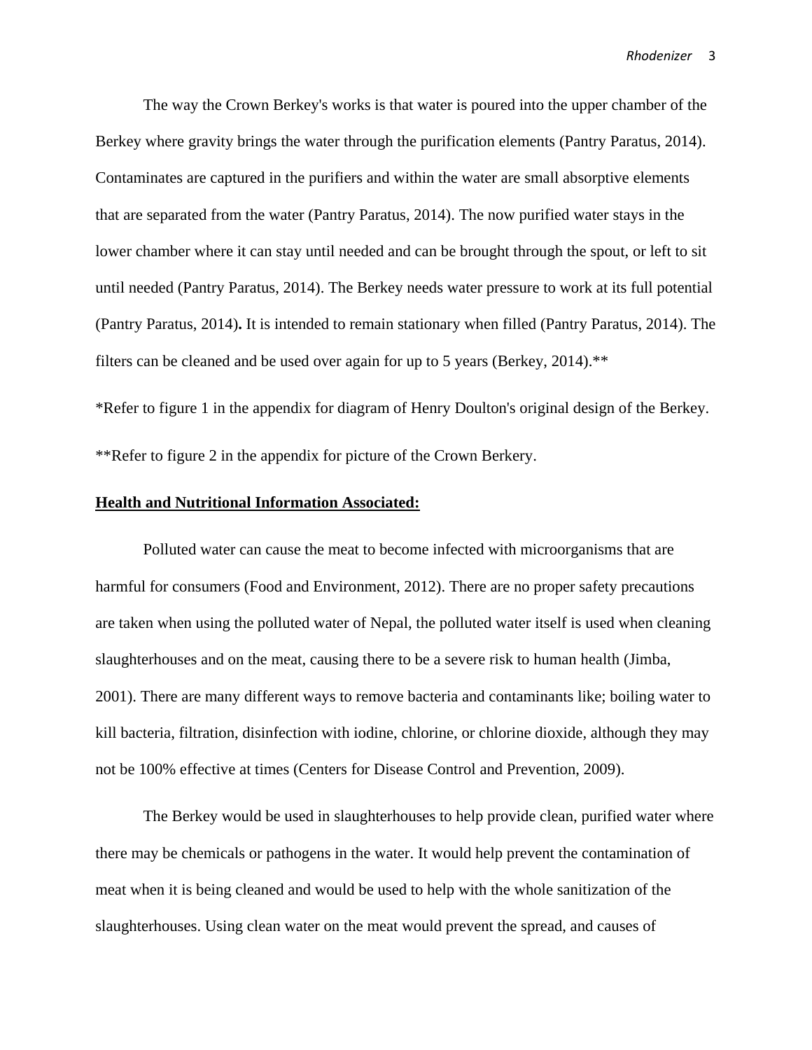The way the Crown Berkey's works is that water is poured into the upper chamber of the Berkey where gravity brings the water through the purification elements (Pantry Paratus, 2014). Contaminates are captured in the purifiers and within the water are small absorptive elements that are separated from the water (Pantry Paratus, 2014). The now purified water stays in the lower chamber where it can stay until needed and can be brought through the spout, or left to sit until needed (Pantry Paratus, 2014). The Berkey needs water pressure to work at its full potential (Pantry Paratus, 2014)**.** It is intended to remain stationary when filled (Pantry Paratus, 2014). The filters can be cleaned and be used over again for up to 5 years (Berkey, 2014).**

*Refer to figure 1 in the appendix for diagram of Henry Doulton's original design of the Berkey.

**Refer to figure 2 in the appendix for picture of the Crown Berkery.

## Health and Nutritional Information Associated:

Polluted water can cause the meat to become infected with microorganisms that are harmful for consumers (Food and Environment, 2012). There are no proper safety precautions are taken when using the polluted water of Nepal, the polluted water itself is used when cleaning slaughterhouses and on the meat, causing there to be a severe risk to human health (Jimba, 2001). There are many different ways to remove bacteria and contaminants like; boiling water to kill bacteria, filtration, disinfection with iodine, chlorine, or chlorine dioxide, although they may not be 100% effective at times (Centers for Disease Control and Prevention, 2009).

The Berkey would be used in slaughterhouses to help provide clean, purified water where there may be chemicals or pathogens in the water. It would help prevent the contamination of meat when it is being cleaned and would be used to help with the whole sanitization of the slaughterhouses. Using clean water on the meat would prevent the spread, and causes of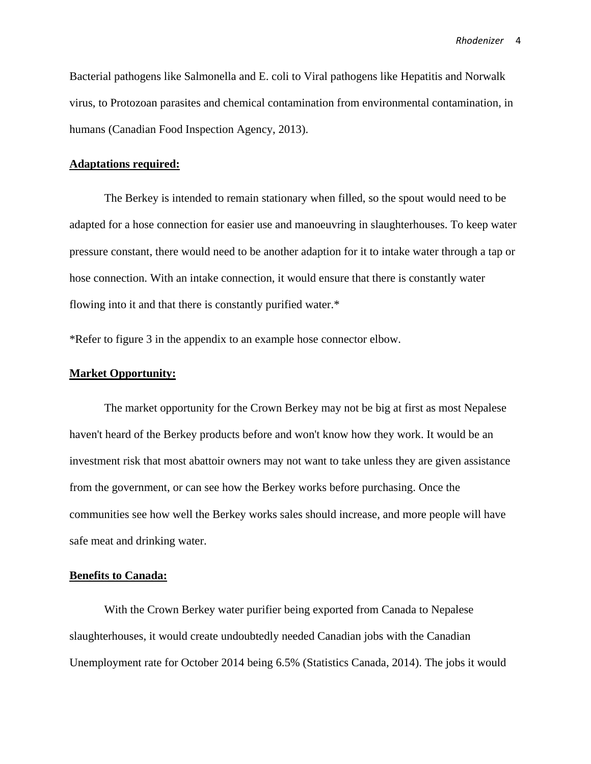Bacterial pathogens like Salmonella and E. coli to Viral pathogens like Hepatitis and Norwalk virus, to Protozoan parasites and chemical contamination from environmental contamination, in humans (Canadian Food Inspection Agency, 2013).

**Adaptations required:**

The Berkey is intended to remain stationary when filled, so the spout would need to be adapted for a hose connection for easier use and manoeuvring in slaughterhouses. To keep water pressure constant, there would need to be another adaption for it to intake water through a tap or hose connection. With an intake connection, it would ensure that there is constantly water flowing into it and that there is constantly purified water.*

*Refer to figure 3 in the appendix to an example hose connector elbow.

**Market Opportunity:**

The market opportunity for the Crown Berkey may not be big at first as most Nepalese haven't heard of the Berkey products before and won't know how they work. It would be an investment risk that most abattoir owners may not want to take unless they are given assistance from the government, or can see how the Berkey works before purchasing. Once the communities see how well the Berkey works sales should increase, and more people will have safe meat and drinking water.

**Benefits to Canada:**

With the Crown Berkey water purifier being exported from Canada to Nepalese slaughterhouses, it would create undoubtedly needed Canadian jobs with the Canadian Unemployment rate for October 2014 being 6.5% (Statistics Canada, 2014). The jobs it would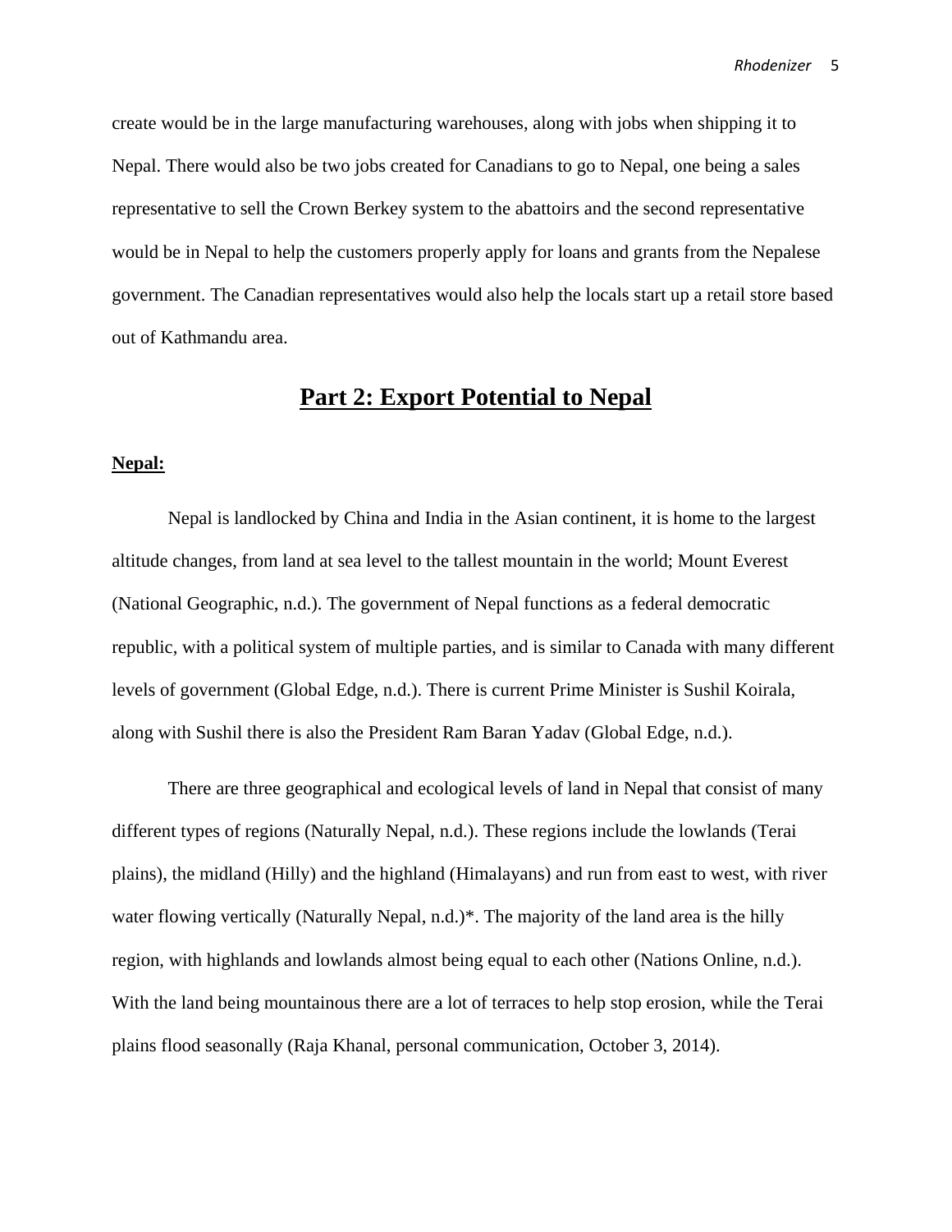create would be in the large manufacturing warehouses, along with jobs when shipping it to Nepal. There would also be two jobs created for Canadians to go to Nepal, one being a sales representative to sell the Crown Berkey system to the abattoirs and the second representative would be in Nepal to help the customers properly apply for loans and grants from the Nepalese government. The Canadian representatives would also help the locals start up a retail store based out of Kathmandu area.

## Part 2: Export Potential to Nepal

### Nepal:

Nepal is landlocked by China and India in the Asian continent, it is home to the largest altitude changes, from land at sea level to the tallest mountain in the world; Mount Everest (National Geographic, n.d.). The government of Nepal functions as a federal democratic republic, with a political system of multiple parties, and is similar to Canada with many different levels of government (Global Edge, n.d.). There is current Prime Minister is Sushil Koirala, along with Sushil there is also the President Ram Baran Yadav (Global Edge, n.d.).

There are three geographical and ecological levels of land in Nepal that consist of many different types of regions (Naturally Nepal, n.d.). These regions include the lowlands (Terai plains), the midland (Hilly) and the highland (Himalayans) and run from east to west, with river water flowing vertically (Naturally Nepal, n.d.)*. The majority of the land area is the hilly region, with highlands and lowlands almost being equal to each other (Nations Online, n.d.). With the land being mountainous there are a lot of terraces to help stop erosion, while the Terai plains flood seasonally (Raja Khanal, personal communication, October 3, 2014).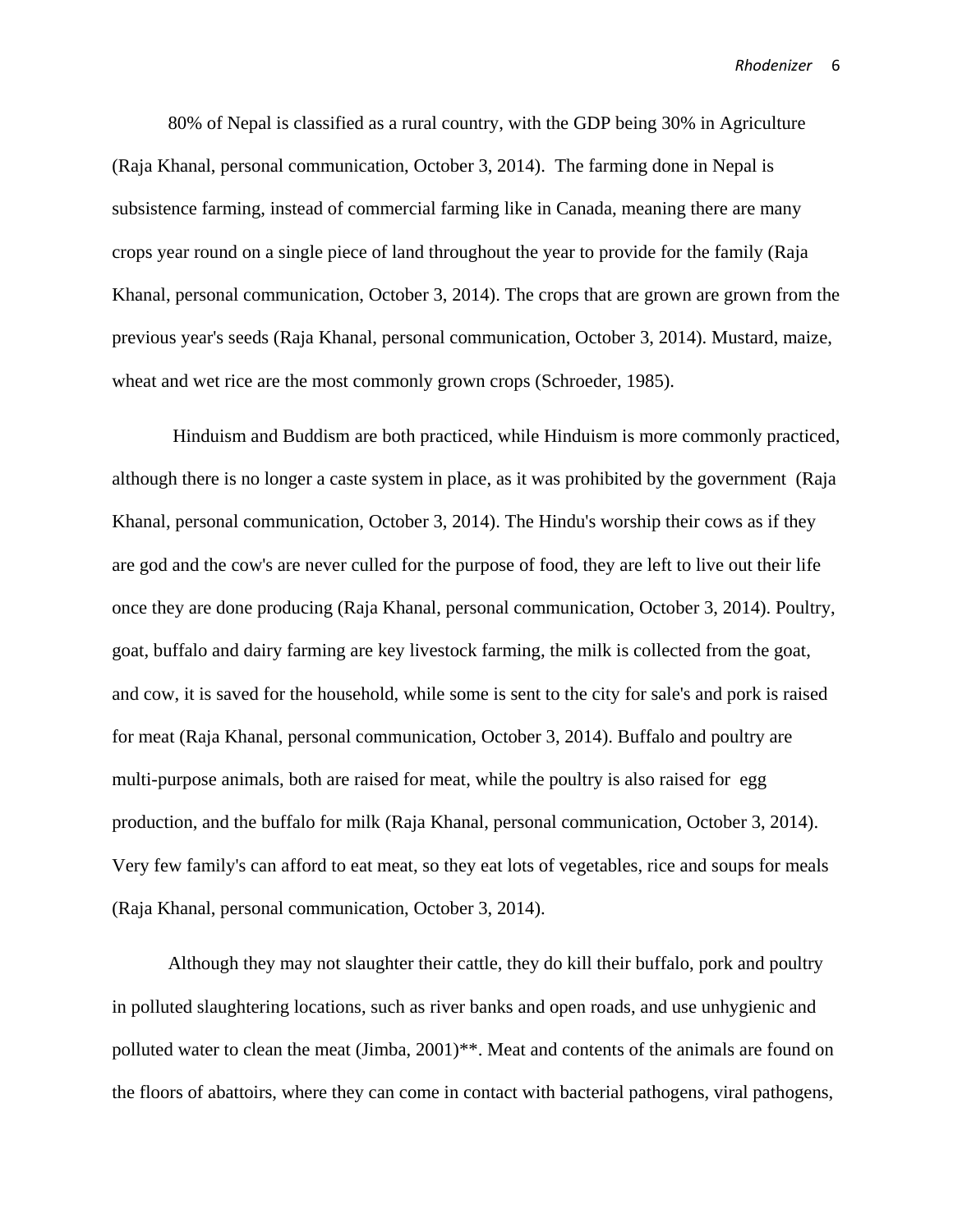80% of Nepal is classified as a rural country, with the GDP being 30% in Agriculture (Raja Khanal, personal communication, October 3, 2014). The farming done in Nepal is subsistence farming, instead of commercial farming like in Canada, meaning there are many crops year round on a single piece of land throughout the year to provide for the family (Raja Khanal, personal communication, October 3, 2014). The crops that are grown are grown from the previous year's seeds (Raja Khanal, personal communication, October 3, 2014). Mustard, maize, wheat and wet rice are the most commonly grown crops (Schroeder, 1985).

Hinduism and Buddism are both practiced, while Hinduism is more commonly practiced, although there is no longer a caste system in place, as it was prohibited by the government (Raja Khanal, personal communication, October 3, 2014). The Hindu's worship their cows as if they are god and the cow's are never culled for the purpose of food, they are left to live out their life once they are done producing (Raja Khanal, personal communication, October 3, 2014). Poultry, goat, buffalo and dairy farming are key livestock farming, the milk is collected from the goat, and cow, it is saved for the household, while some is sent to the city for sale's and pork is raised for meat (Raja Khanal, personal communication, October 3, 2014). Buffalo and poultry are multi-purpose animals, both are raised for meat, while the poultry is also raised for egg production, and the buffalo for milk (Raja Khanal, personal communication, October 3, 2014). Very few family's can afford to eat meat, so they eat lots of vegetables, rice and soups for meals (Raja Khanal, personal communication, October 3, 2014).

Although they may not slaughter their cattle, they do kill their buffalo, pork and poultry in polluted slaughtering locations, such as river banks and open roads, and use unhygienic and polluted water to clean the meat (Jimba, 2001)**. Meat and contents of the animals are found on the floors of abattoirs, where they can come in contact with bacterial pathogens, viral pathogens,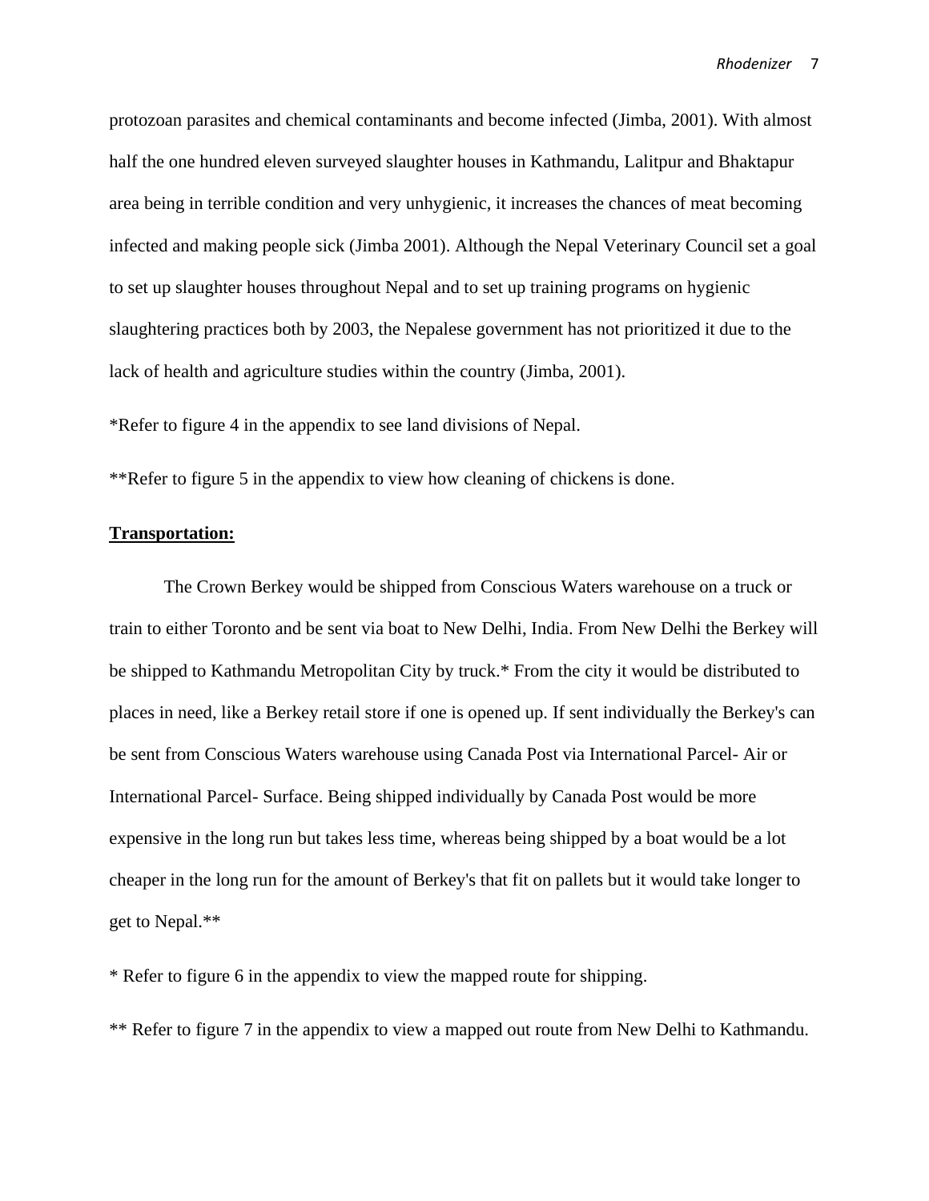protozoan parasites and chemical contaminants and become infected (Jimba, 2001). With almost half the one hundred eleven surveyed slaughter houses in Kathmandu, Lalitpur and Bhaktapur area being in terrible condition and very unhygienic, it increases the chances of meat becoming infected and making people sick (Jimba 2001). Although the Nepal Veterinary Council set a goal to set up slaughter houses throughout Nepal and to set up training programs on hygienic slaughtering practices both by 2003, the Nepalese government has not prioritized it due to the lack of health and agriculture studies within the country (Jimba, 2001).

*Refer to figure 4 in the appendix to see land divisions of Nepal.

**Refer to figure 5 in the appendix to view how cleaning of chickens is done.

**<u>Transportation:</u>**

The Crown Berkey would be shipped from Conscious Waters warehouse on a truck or train to either Toronto and be sent via boat to New Delhi, India. From New Delhi the Berkey will be shipped to Kathmandu Metropolitan City by truck.* From the city it would be distributed to places in need, like a Berkey retail store if one is opened up. If sent individually the Berkey's can be sent from Conscious Waters warehouse using Canada Post via International Parcel- Air or International Parcel- Surface. Being shipped individually by Canada Post would be more expensive in the long run but takes less time, whereas being shipped by a boat would be a lot cheaper in the long run for the amount of Berkey's that fit on pallets but it would take longer to get to Nepal.**

* Refer to figure 6 in the appendix to view the mapped route for shipping.

** Refer to figure 7 in the appendix to view a mapped out route from New Delhi to Kathmandu.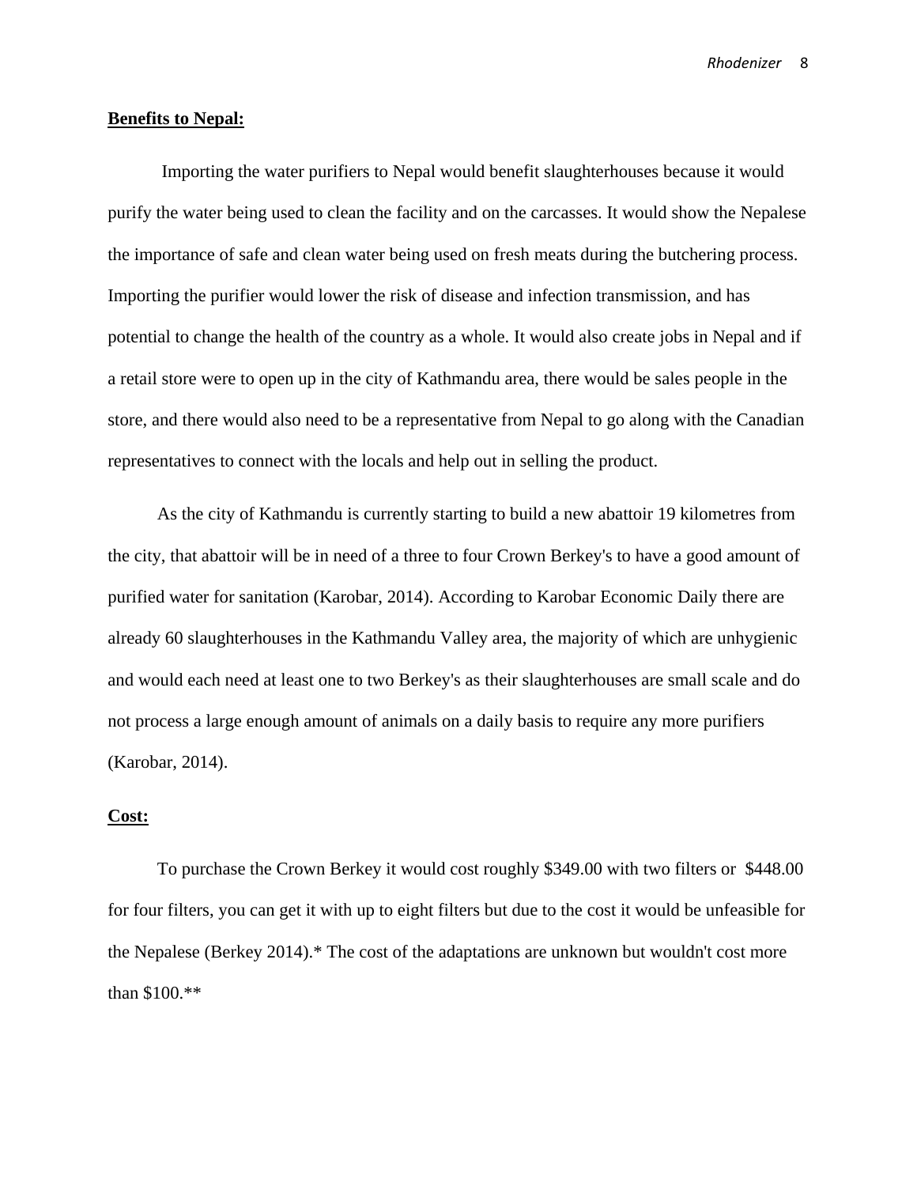**Benefits to Nepal:**

Importing the water purifiers to Nepal would benefit slaughterhouses because it would purify the water being used to clean the facility and on the carcasses. It would show the Nepalese the importance of safe and clean water being used on fresh meats during the butchering process. Importing the purifier would lower the risk of disease and infection transmission, and has potential to change the health of the country as a whole. It would also create jobs in Nepal and if a retail store were to open up in the city of Kathmandu area, there would be sales people in the store, and there would also need to be a representative from Nepal to go along with the Canadian representatives to connect with the locals and help out in selling the product.

As the city of Kathmandu is currently starting to build a new abattoir 19 kilometres from the city, that abattoir will be in need of a three to four Crown Berkey's to have a good amount of purified water for sanitation (Karobar, 2014). According to Karobar Economic Daily there are already 60 slaughterhouses in the Kathmandu Valley area, the majority of which are unhygienic and would each need at least one to two Berkey's as their slaughterhouses are small scale and do not process a large enough amount of animals on a daily basis to require any more purifiers (Karobar, 2014).

**Cost:**

To purchase the Crown Berkey it would cost roughly $349.00 with two filters or $448.00 for four filters, you can get it with up to eight filters but due to the cost it would be unfeasible for the Nepalese (Berkey 2014).* The cost of the adaptations are unknown but wouldn't cost more than $100.**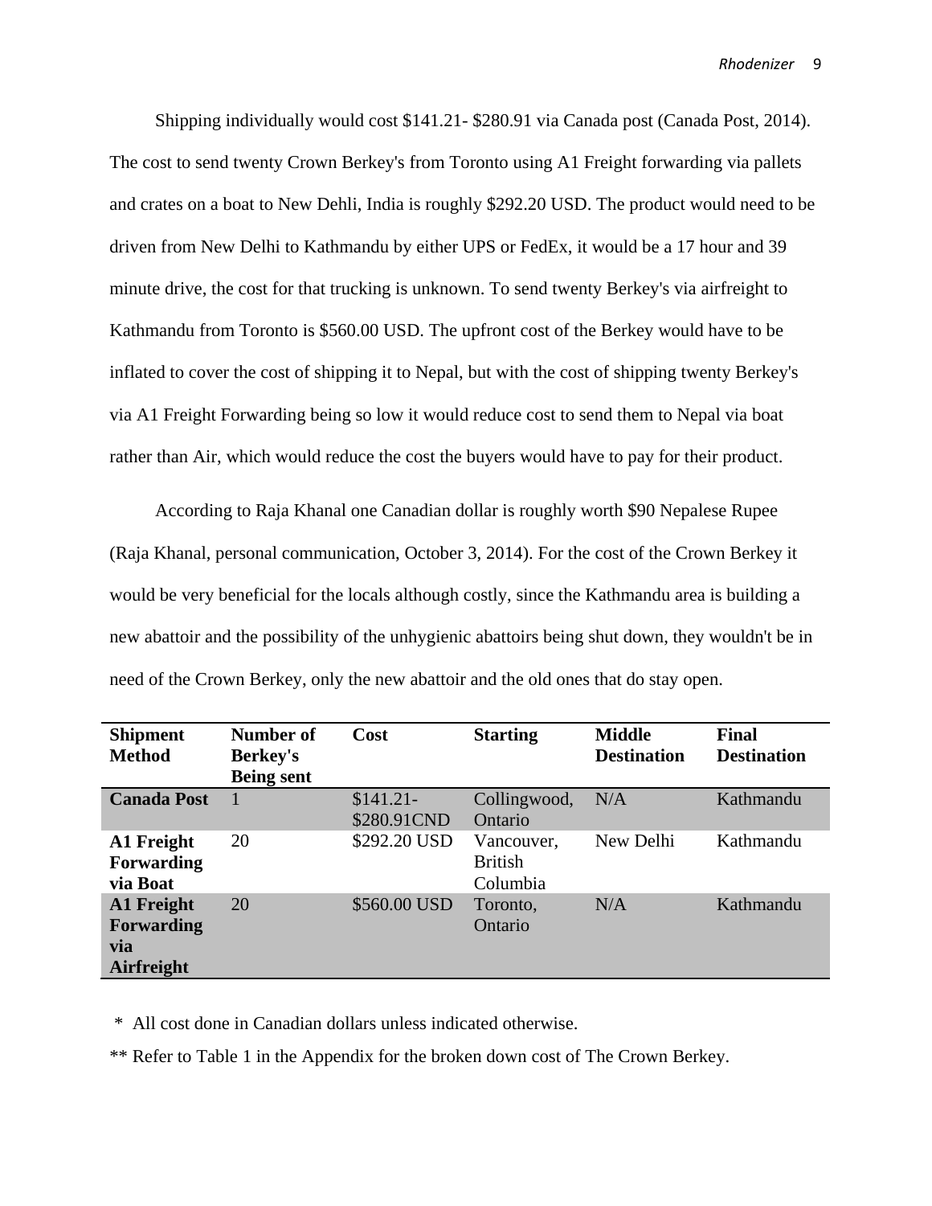Shipping individually would cost $141.21- $280.91 via Canada post (Canada Post, 2014). The cost to send twenty Crown Berkey's from Toronto using A1 Freight forwarding via pallets and crates on a boat to New Dehli, India is roughly $292.20 USD. The product would need to be driven from New Delhi to Kathmandu by either UPS or FedEx, it would be a 17 hour and 39 minute drive, the cost for that trucking is unknown. To send twenty Berkey's via airfreight to Kathmandu from Toronto is $560.00 USD. The upfront cost of the Berkey would have to be inflated to cover the cost of shipping it to Nepal, but with the cost of shipping twenty Berkey's via A1 Freight Forwarding being so low it would reduce cost to send them to Nepal via boat rather than Air, which would reduce the cost the buyers would have to pay for their product.

According to Raja Khanal one Canadian dollar is roughly worth $90 Nepalese Rupee (Raja Khanal, personal communication, October 3, 2014). For the cost of the Crown Berkey it would be very beneficial for the locals although costly, since the Kathmandu area is building a new abattoir and the possibility of the unhygienic abattoirs being shut down, they wouldn't be in need of the Crown Berkey, only the new abattoir and the old ones that do stay open.

| Shipment Method | Number of Berkey's Being sent | Cost | Starting | Middle Destination | Final Destination |
|---|---|---|---|---|---|
| **Canada Post** | 1 | $141.21-$280.91CND | Collingwood, Ontario | N/A | Kathmandu |
| **A1 Freight Forwarding via Boat** | 20 | $292.20 USD | Vancouver, British Columbia | New Delhi | Kathmandu |
| **A1 Freight Forwarding via Airfreight** | 20 | $560.00 USD | Toronto, Ontario | N/A | Kathmandu |

\* All cost done in Canadian dollars unless indicated otherwise.

** Refer to Table 1 in the Appendix for the broken down cost of The Crown Berkey.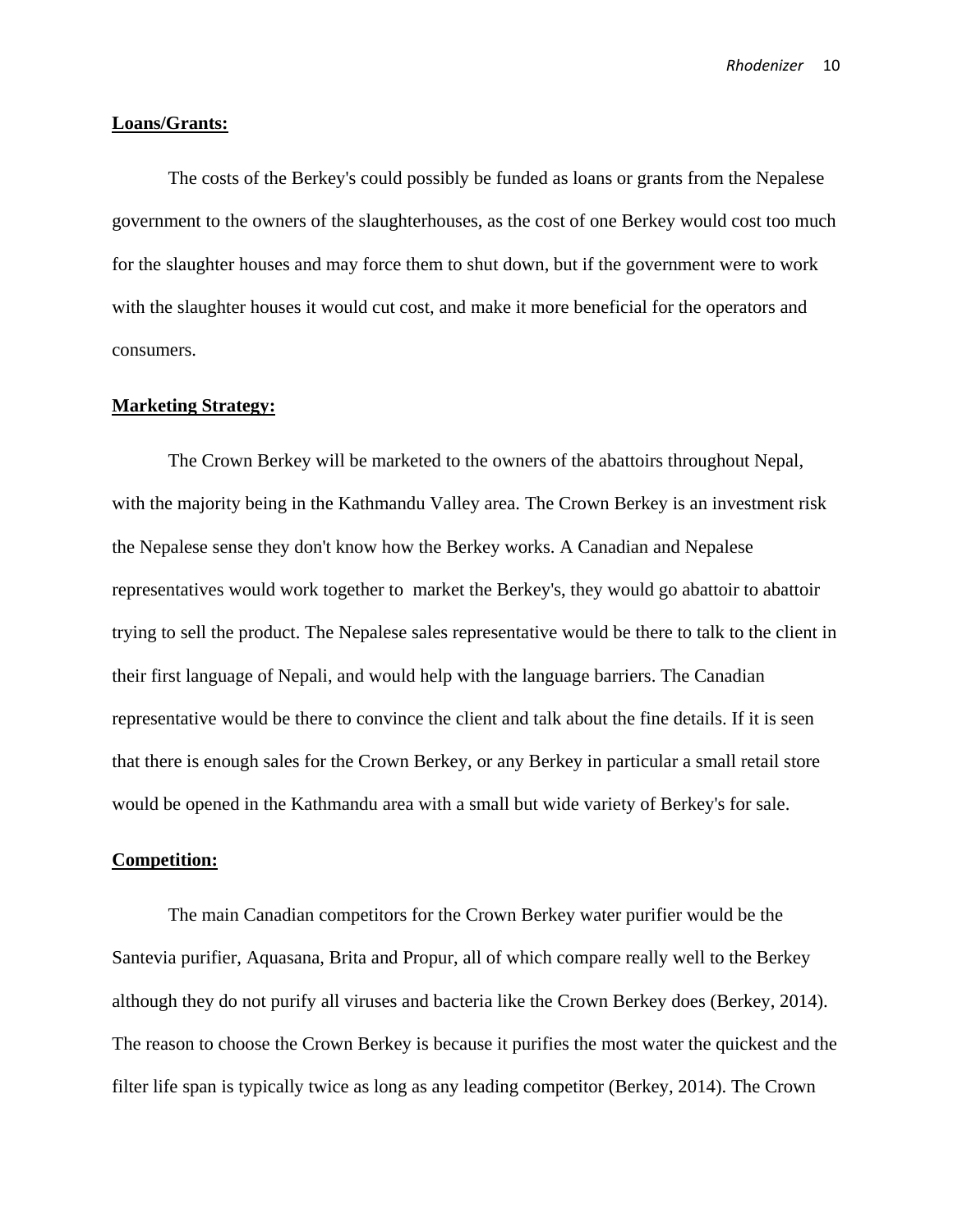**Loans/Grants:**

The costs of the Berkey's could possibly be funded as loans or grants from the Nepalese government to the owners of the slaughterhouses, as the cost of one Berkey would cost too much for the slaughter houses and may force them to shut down, but if the government were to work with the slaughter houses it would cut cost, and make it more beneficial for the operators and consumers.

**Marketing Strategy:**

The Crown Berkey will be marketed to the owners of the abattoirs throughout Nepal, with the majority being in the Kathmandu Valley area. The Crown Berkey is an investment risk the Nepalese sense they don't know how the Berkey works. A Canadian and Nepalese representatives would work together to market the Berkey's, they would go abattoir to abattoir trying to sell the product. The Nepalese sales representative would be there to talk to the client in their first language of Nepali, and would help with the language barriers. The Canadian representative would be there to convince the client and talk about the fine details. If it is seen that there is enough sales for the Crown Berkey, or any Berkey in particular a small retail store would be opened in the Kathmandu area with a small but wide variety of Berkey's for sale.

**Competition:**

The main Canadian competitors for the Crown Berkey water purifier would be the Santevia purifier, Aquasana, Brita and Propur, all of which compare really well to the Berkey although they do not purify all viruses and bacteria like the Crown Berkey does (Berkey, 2014). The reason to choose the Crown Berkey is because it purifies the most water the quickest and the filter life span is typically twice as long as any leading competitor (Berkey, 2014). The Crown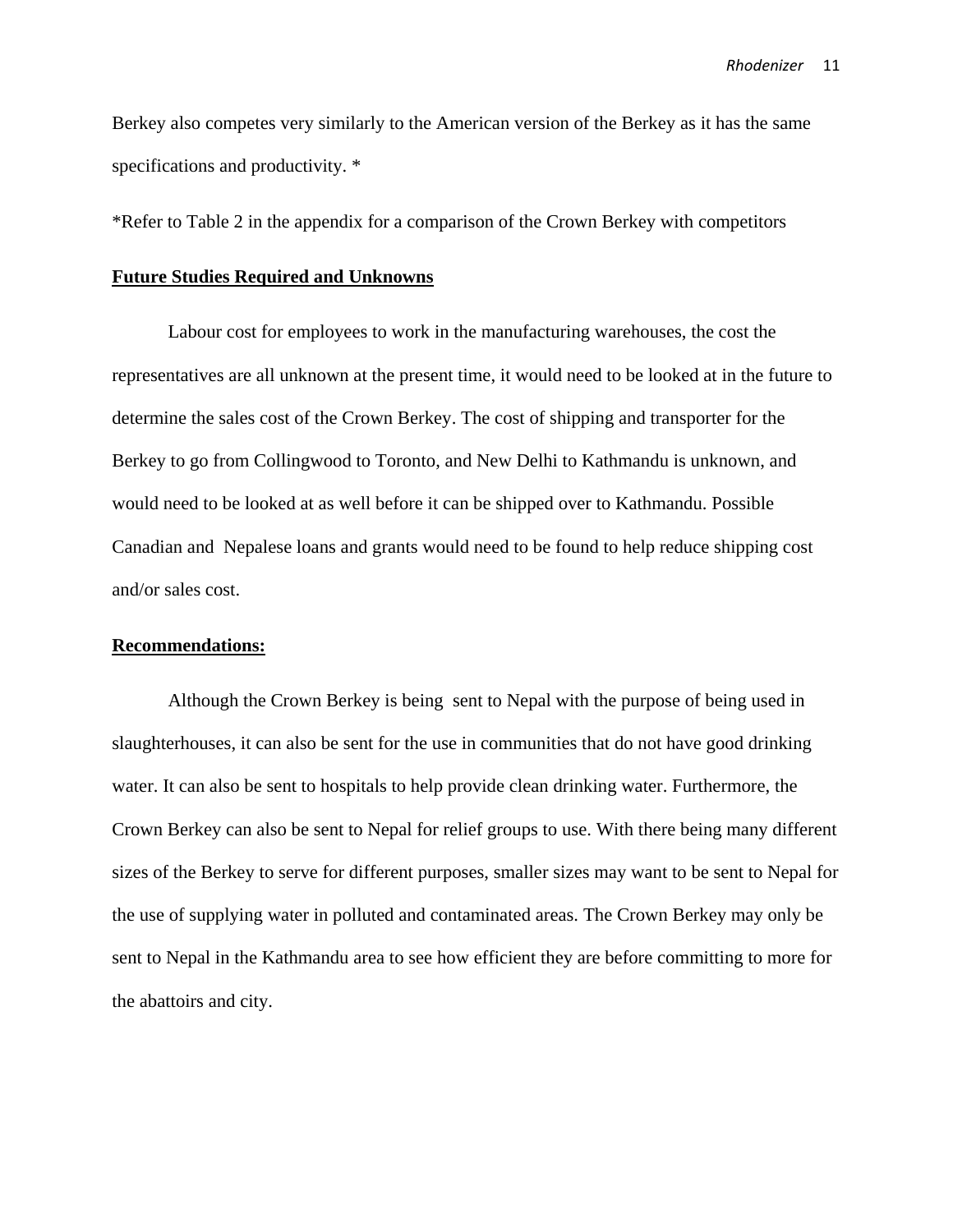Berkey also competes very similarly to the American version of the Berkey as it has the same specifications and productivity. *

*Refer to Table 2 in the appendix for a comparison of the Crown Berkey with competitors

## Future Studies Required and Unknowns

Labour cost for employees to work in the manufacturing warehouses, the cost the representatives are all unknown at the present time, it would need to be looked at in the future to determine the sales cost of the Crown Berkey. The cost of shipping and transporter for the Berkey to go from Collingwood to Toronto, and New Delhi to Kathmandu is unknown, and would need to be looked at as well before it can be shipped over to Kathmandu. Possible Canadian and Nepalese loans and grants would need to be found to help reduce shipping cost and/or sales cost.

## Recommendations:

Although the Crown Berkey is being sent to Nepal with the purpose of being used in slaughterhouses, it can also be sent for the use in communities that do not have good drinking water. It can also be sent to hospitals to help provide clean drinking water. Furthermore, the Crown Berkey can also be sent to Nepal for relief groups to use. With there being many different sizes of the Berkey to serve for different purposes, smaller sizes may want to be sent to Nepal for the use of supplying water in polluted and contaminated areas. The Crown Berkey may only be sent to Nepal in the Kathmandu area to see how efficient they are before committing to more for the abattoirs and city.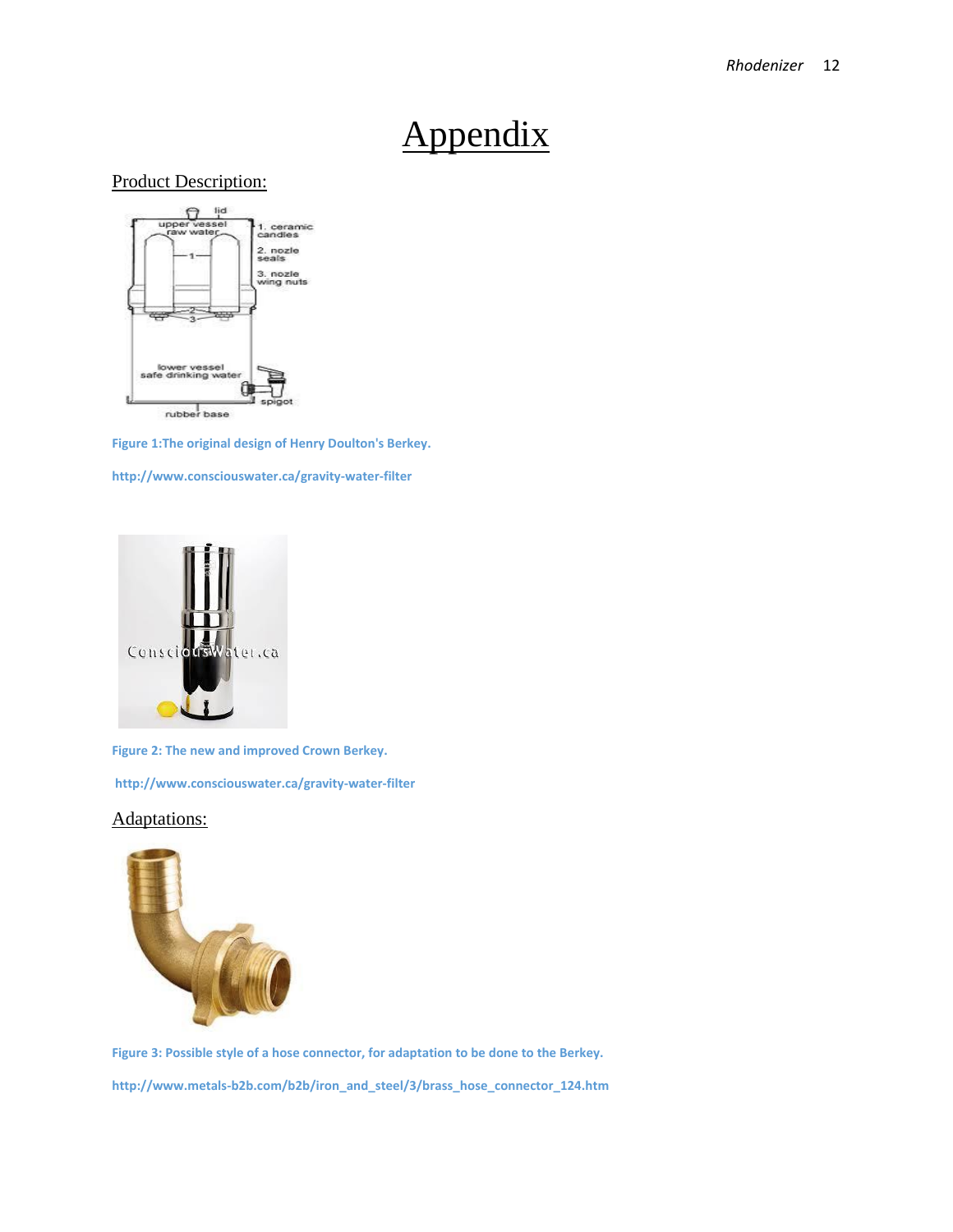# Appendix

## Product Description:

**Figure 1:The original design of Henry Doulton's Berkey.**

**http://www.consciouswater.ca/gravity-water-filter**

**Figure 2: The new and improved Crown Berkey.**

**http://www.consciouswater.ca/gravity-water-filter**

## Adaptations:

**Figure 3: Possible style of a hose connector, for adaptation to be done to the Berkey.**

**http://www.metals-b2b.com/b2b/iron_and_steel/3/brass_hose_connector_124.htm**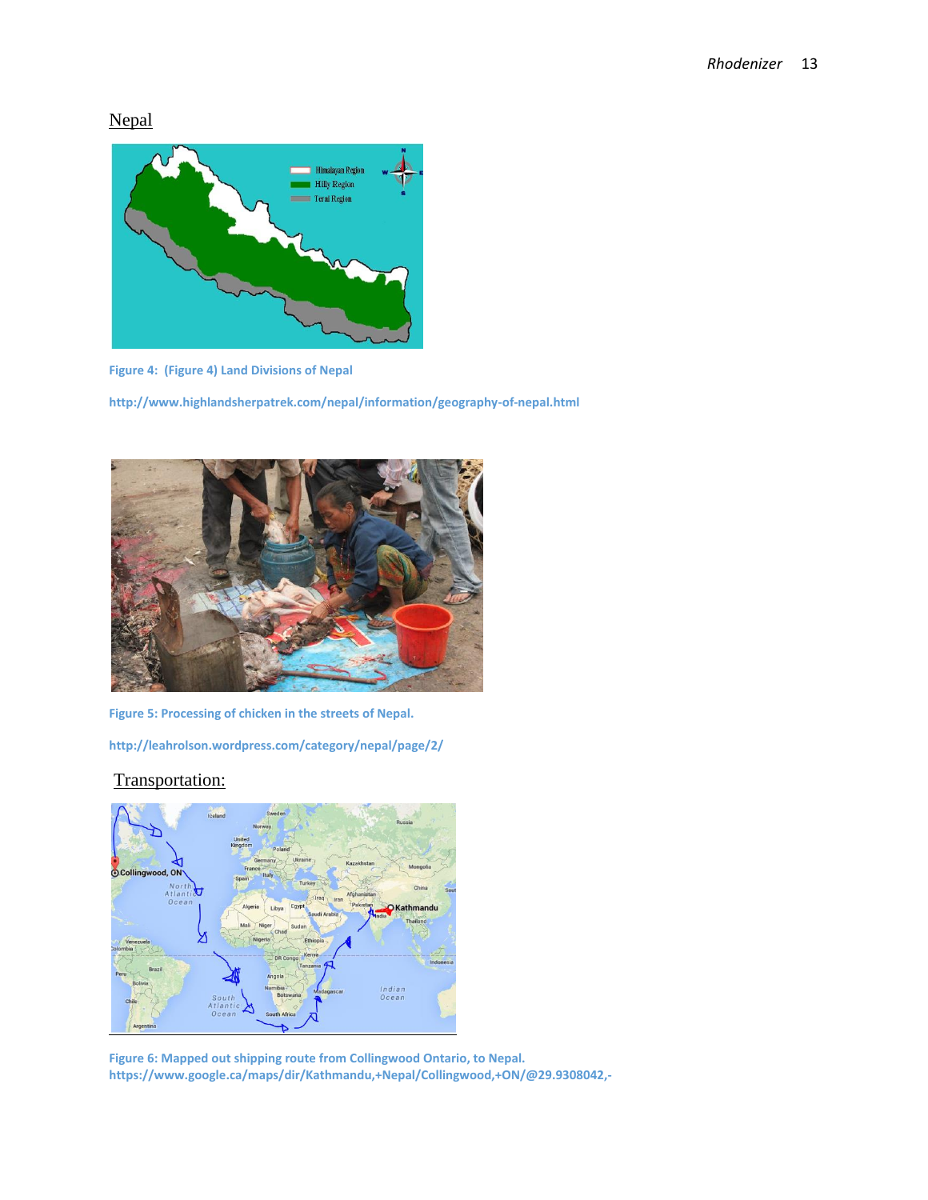## Nepal

Figure 4: (Figure 4) Land Divisions of Nepal

http://www.highlandsherpatrek.com/nepal/information/geography-of-nepal.html

Figure 5: Processing of chicken in the streets of Nepal.

http://leahrolson.wordpress.com/category/nepal/page/2/

## Transportation:

Figure 6: Mapped out shipping route from Collingwood Ontario, to Nepal.
https://www.google.ca/maps/dir/Kathmandu,+Nepal/Collingwood,+ON/@29.9308042,-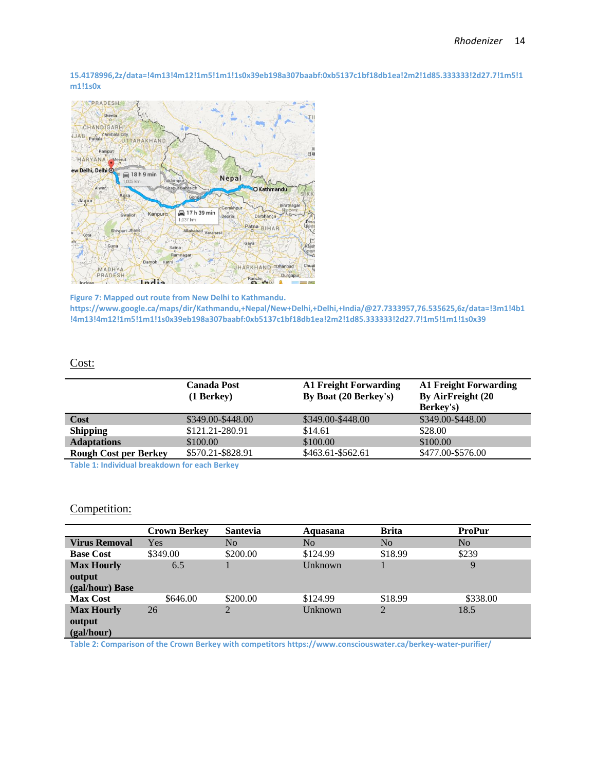15.4178996,2z/data=!4m13!4m12!1m5!1m1!1s0x39eb198a307baabf:0xb5137c1bf18db1ea!2m2!1d85.333333!2d27.7!1m5!1m1!1s0x

Figure 7: Mapped out route from New Delhi to Kathmandu. https://www.google.ca/maps/dir/Kathmandu,+Nepal/New+Delhi,+Delhi,+India/@27.7333957,76.535625,6z/data=!3m1!4b1!4m13!4m12!1m5!1m1!1s0x39eb198a307baabf:0xb5137c1bf18db1ea!2m2!1d85.333333!2d27.7!1m5!1m1!1s0x39

## Cost:

| | Canada Post (1 Berkey) | A1 Freight Forwarding By Boat (20 Berkey's) | A1 Freight Forwarding By AirFreight (20 Berkey's) |
|---|---|---|---|
| **Cost** | $349.00-$448.00 | $349.00-$448.00 | $349.00-$448.00 |
| **Shipping** | $121.21-280.91 | $14.61 | $28.00 |
| **Adaptations** | $100.00 | $100.00 | $100.00 |
| **Rough Cost per Berkey** | $570.21-$828.91 | $463.61-$562.61 | $477.00-$576.00 |

Table 1: Individual breakdown for each Berkey

## Competition:

| | Crown Berkey | Santevia | Aquasana | Brita | ProPur |
|---|---|---|---|---|---|
| **Virus Removal** | Yes | No | No | No | No |
| **Base Cost** | $349.00 | $200.00 | $124.99 | $18.99 | $239 |
| **Max Hourly output (gal/hour) Base** | 6.5 | 1 | Unknown | 1 | 9 |
| **Max Cost** | $646.00 | $200.00 | $124.99 | $18.99 | $338.00 |
| **Max Hourly output (gal/hour)** | 26 | 2 | Unknown | 2 | 18.5 |

Table 2: Comparison of the Crown Berkey with competitors https://www.consciouswater.ca/berkey-water-purifier/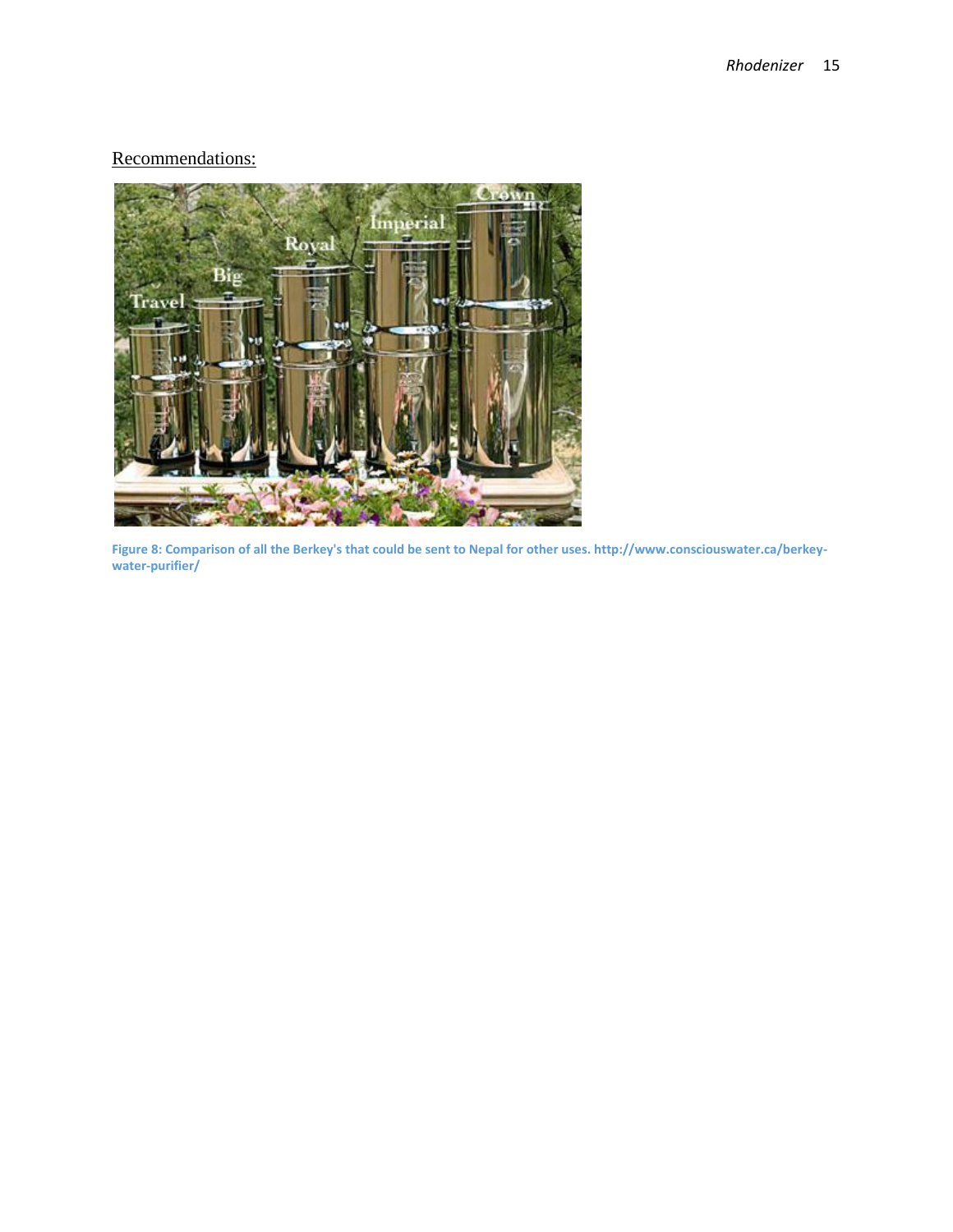## Recommendations:

Figure 8: Comparison of all the Berkey's that could be sent to Nepal for other uses. http://www.consciouswater.ca/berkey-water-purifier/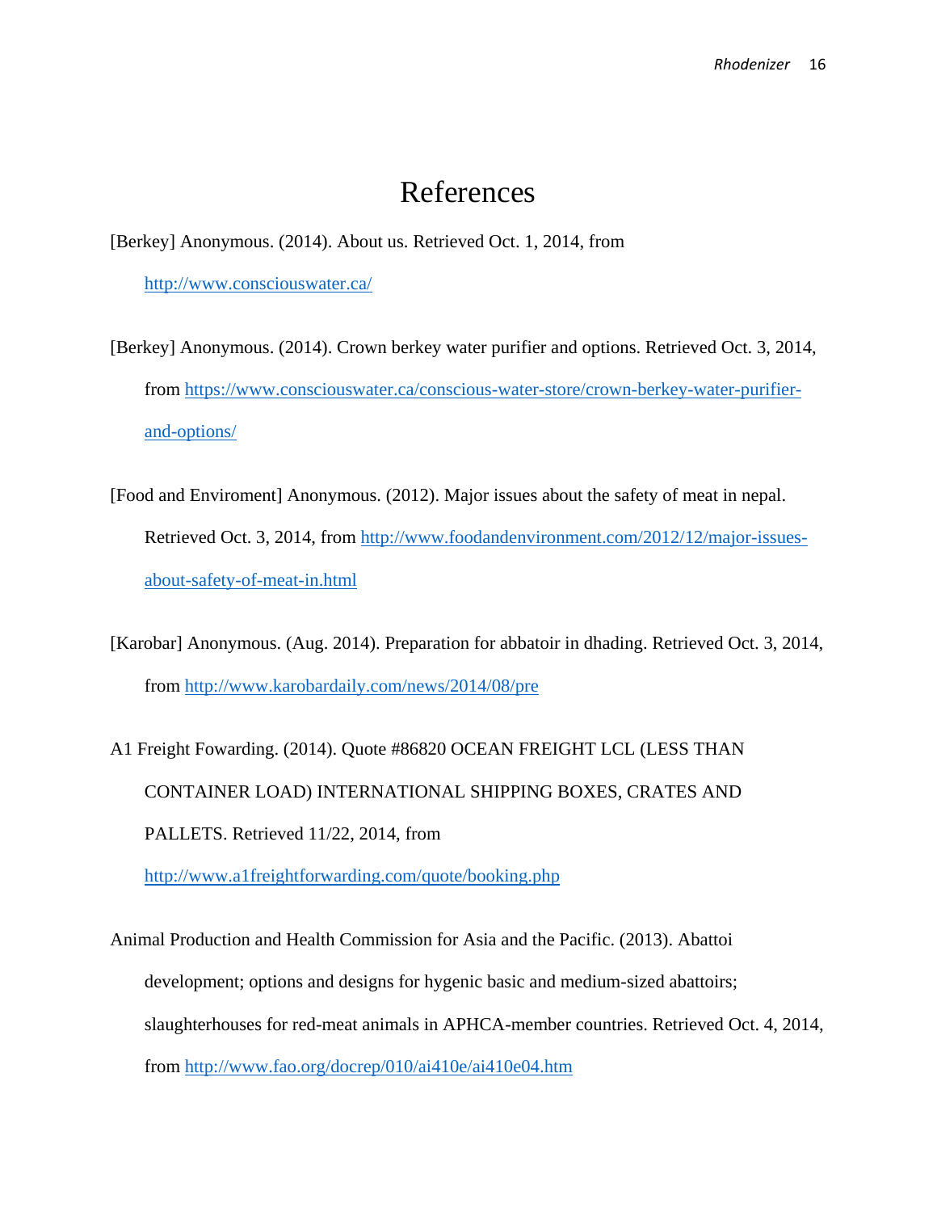# References

[Berkey] Anonymous. (2014). About us. Retrieved Oct. 1, 2014, from http://www.consciouswater.ca/

[Berkey] Anonymous. (2014). Crown berkey water purifier and options. Retrieved Oct. 3, 2014, from https://www.consciouswater.ca/conscious-water-store/crown-berkey-water-purifier-and-options/

[Food and Enviroment] Anonymous. (2012). Major issues about the safety of meat in nepal. Retrieved Oct. 3, 2014, from http://www.foodandenvironment.com/2012/12/major-issues-about-safety-of-meat-in.html

[Karobar] Anonymous. (Aug. 2014). Preparation for abbatoir in dhading. Retrieved Oct. 3, 2014, from http://www.karobardaily.com/news/2014/08/pre

A1 Freight Fowarding. (2014). Quote #86820 OCEAN FREIGHT LCL (LESS THAN CONTAINER LOAD) INTERNATIONAL SHIPPING BOXES, CRATES AND PALLETS. Retrieved 11/22, 2014, from http://www.a1freightforwarding.com/quote/booking.php

Animal Production and Health Commission for Asia and the Pacific. (2013). Abattoi development; options and designs for hygenic basic and medium-sized abattoirs; slaughterhouses for red-meat animals in APHCA-member countries. Retrieved Oct. 4, 2014, from http://www.fao.org/docrep/010/ai410e/ai410e04.htm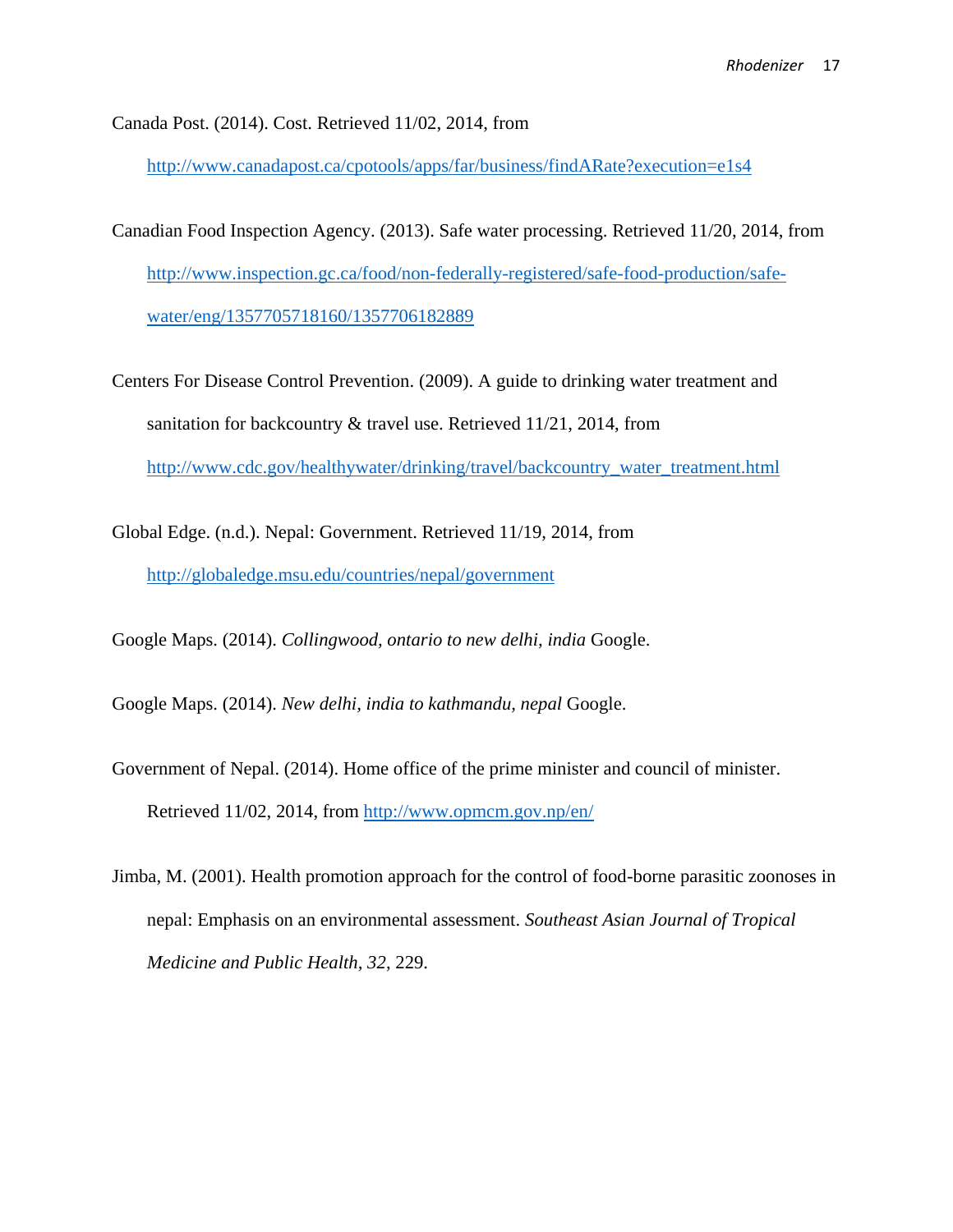Canada Post. (2014). Cost. Retrieved 11/02, 2014, from http://www.canadapost.ca/cpotools/apps/far/business/findARate?execution=e1s4

Canadian Food Inspection Agency. (2013). Safe water processing. Retrieved 11/20, 2014, from http://www.inspection.gc.ca/food/non-federally-registered/safe-food-production/safe-water/eng/1357705718160/1357706182889

Centers For Disease Control Prevention. (2009). A guide to drinking water treatment and sanitation for backcountry & travel use. Retrieved 11/21, 2014, from http://www.cdc.gov/healthywater/drinking/travel/backcountry_water_treatment.html

Global Edge. (n.d.). Nepal: Government. Retrieved 11/19, 2014, from http://globaledge.msu.edu/countries/nepal/government

Google Maps. (2014). *Collingwood, ontario to new delhi, india* Google.

Google Maps. (2014). *New delhi, india to kathmandu, nepal* Google.

Government of Nepal. (2014). Home office of the prime minister and council of minister. Retrieved 11/02, 2014, from http://www.opmcm.gov.np/en/

Jimba, M. (2001). Health promotion approach for the control of food-borne parasitic zoonoses in nepal: Emphasis on an environmental assessment. *Southeast Asian Journal of Tropical Medicine and Public Health, 32*, 229.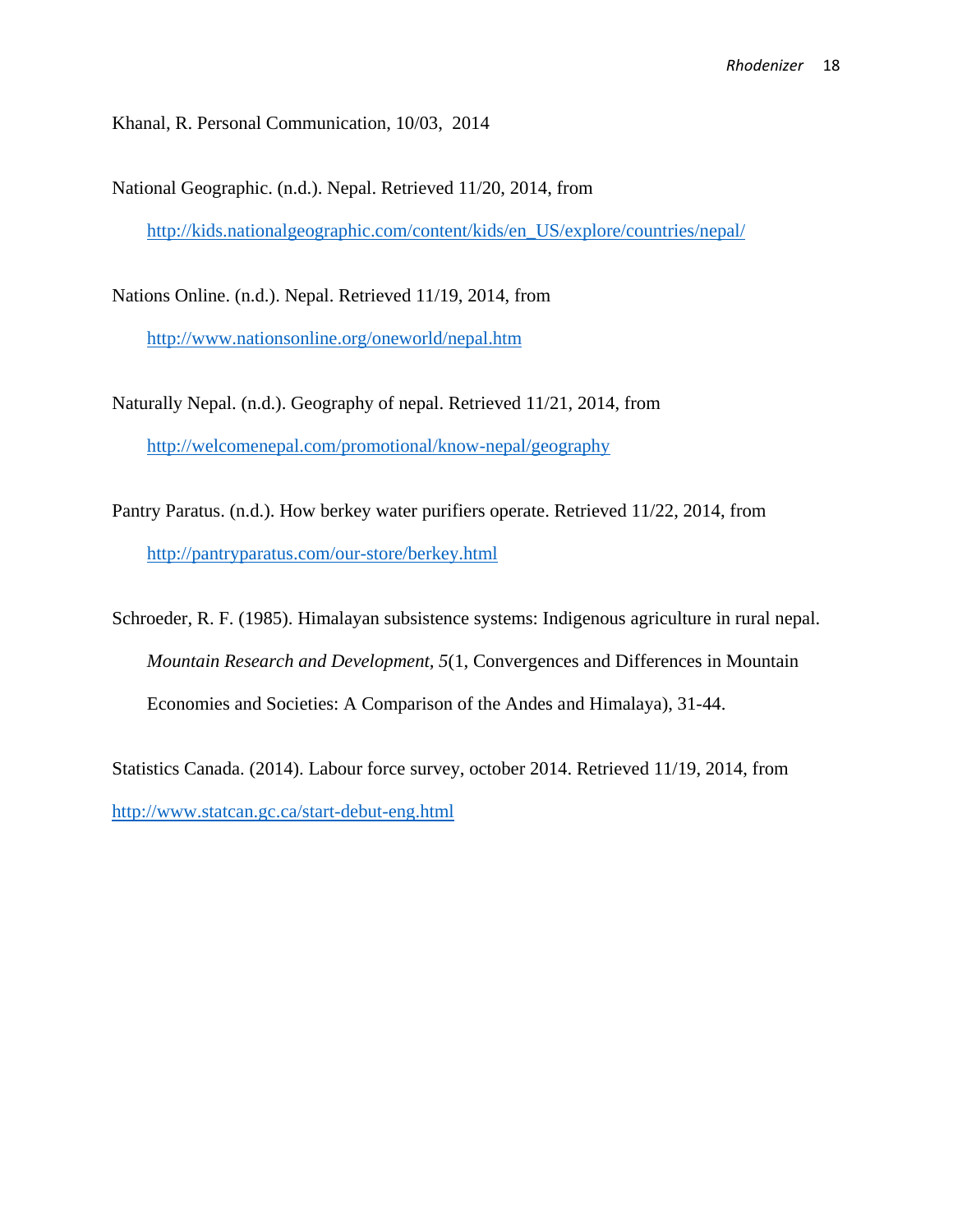Khanal, R. Personal Communication, 10/03, 2014

National Geographic. (n.d.). Nepal. Retrieved 11/20, 2014, from http://kids.nationalgeographic.com/content/kids/en_US/explore/countries/nepal/

Nations Online. (n.d.). Nepal. Retrieved 11/19, 2014, from http://www.nationsonline.org/oneworld/nepal.htm

Naturally Nepal. (n.d.). Geography of nepal. Retrieved 11/21, 2014, from http://welcomenepal.com/promotional/know-nepal/geography

Pantry Paratus. (n.d.). How berkey water purifiers operate. Retrieved 11/22, 2014, from http://pantryparatus.com/our-store/berkey.html

Schroeder, R. F. (1985). Himalayan subsistence systems: Indigenous agriculture in rural nepal. *Mountain Research and Development, 5*(1, Convergences and Differences in Mountain Economies and Societies: A Comparison of the Andes and Himalaya), 31-44.

Statistics Canada. (2014). Labour force survey, october 2014. Retrieved 11/19, 2014, from http://www.statcan.gc.ca/start-debut-eng.html